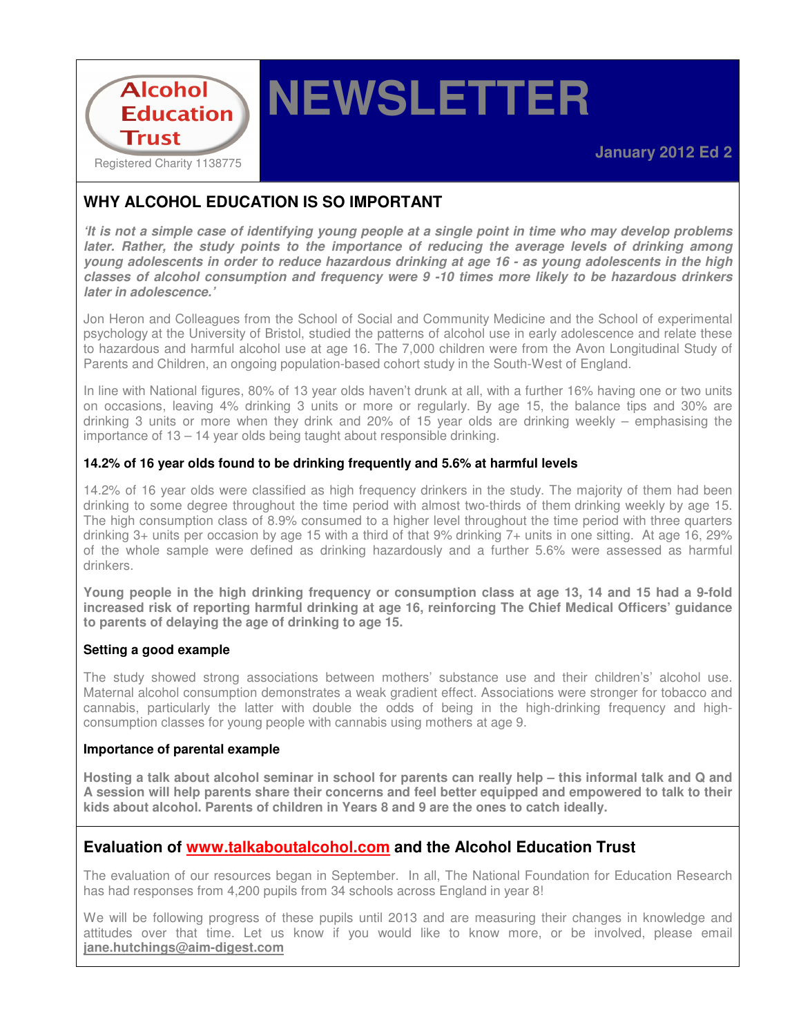Alcohol Education Trust

Registered Charity 1138775

# NEWSLETTER

January 2012 Ed 2

## WHY ALCOHOL EDUCATION IS SO IMPORTANT

***'It is not a simple case of identifying young people at a single point in time who may develop problems later. Rather, the study points to the importance of reducing the average levels of drinking among young adolescents in order to reduce hazardous drinking at age 16 - as young adolescents in the high classes of alcohol consumption and frequency were 9 -10 times more likely to be hazardous drinkers later in adolescence.'***

Jon Heron and Colleagues from the School of Social and Community Medicine and the School of experimental psychology at the University of Bristol, studied the patterns of alcohol use in early adolescence and relate these to hazardous and harmful alcohol use at age 16. The 7,000 children were from the Avon Longitudinal Study of Parents and Children, an ongoing population-based cohort study in the South-West of England.

In line with National figures, 80% of 13 year olds haven't drunk at all, with a further 16% having one or two units on occasions, leaving 4% drinking 3 units or more or regularly. By age 15, the balance tips and 30% are drinking 3 units or more when they drink and 20% of 15 year olds are drinking weekly – emphasising the importance of 13 – 14 year olds being taught about responsible drinking.

### 14.2% of 16 year olds found to be drinking frequently and 5.6% at harmful levels

14.2% of 16 year olds were classified as high frequency drinkers in the study. The majority of them had been drinking to some degree throughout the time period with almost two-thirds of them drinking weekly by age 15. The high consumption class of 8.9% consumed to a higher level throughout the time period with three quarters drinking 3+ units per occasion by age 15 with a third of that 9% drinking 7+ units in one sitting. At age 16, 29% of the whole sample were defined as drinking hazardously and a further 5.6% were assessed as harmful drinkers.

**Young people in the high drinking frequency or consumption class at age 13, 14 and 15 had a 9-fold increased risk of reporting harmful drinking at age 16, reinforcing The Chief Medical Officers' guidance to parents of delaying the age of drinking to age 15.**

### Setting a good example

The study showed strong associations between mothers' substance use and their children's' alcohol use. Maternal alcohol consumption demonstrates a weak gradient effect. Associations were stronger for tobacco and cannabis, particularly the latter with double the odds of being in the high-drinking frequency and high-consumption classes for young people with cannabis using mothers at age 9.

### Importance of parental example

**Hosting a talk about alcohol seminar in school for parents can really help – this informal talk and Q and A session will help parents share their concerns and feel better equipped and empowered to talk to their kids about alcohol. Parents of children in Years 8 and 9 are the ones to catch ideally.**

## Evaluation of www.talkaboutalcohol.com and the Alcohol Education Trust

The evaluation of our resources began in September. In all, The National Foundation for Education Research has had responses from 4,200 pupils from 34 schools across England in year 8!

We will be following progress of these pupils until 2013 and are measuring their changes in knowledge and attitudes over that time. Let us know if you would like to know more, or be involved, please email **jane.hutchings@aim-digest.com**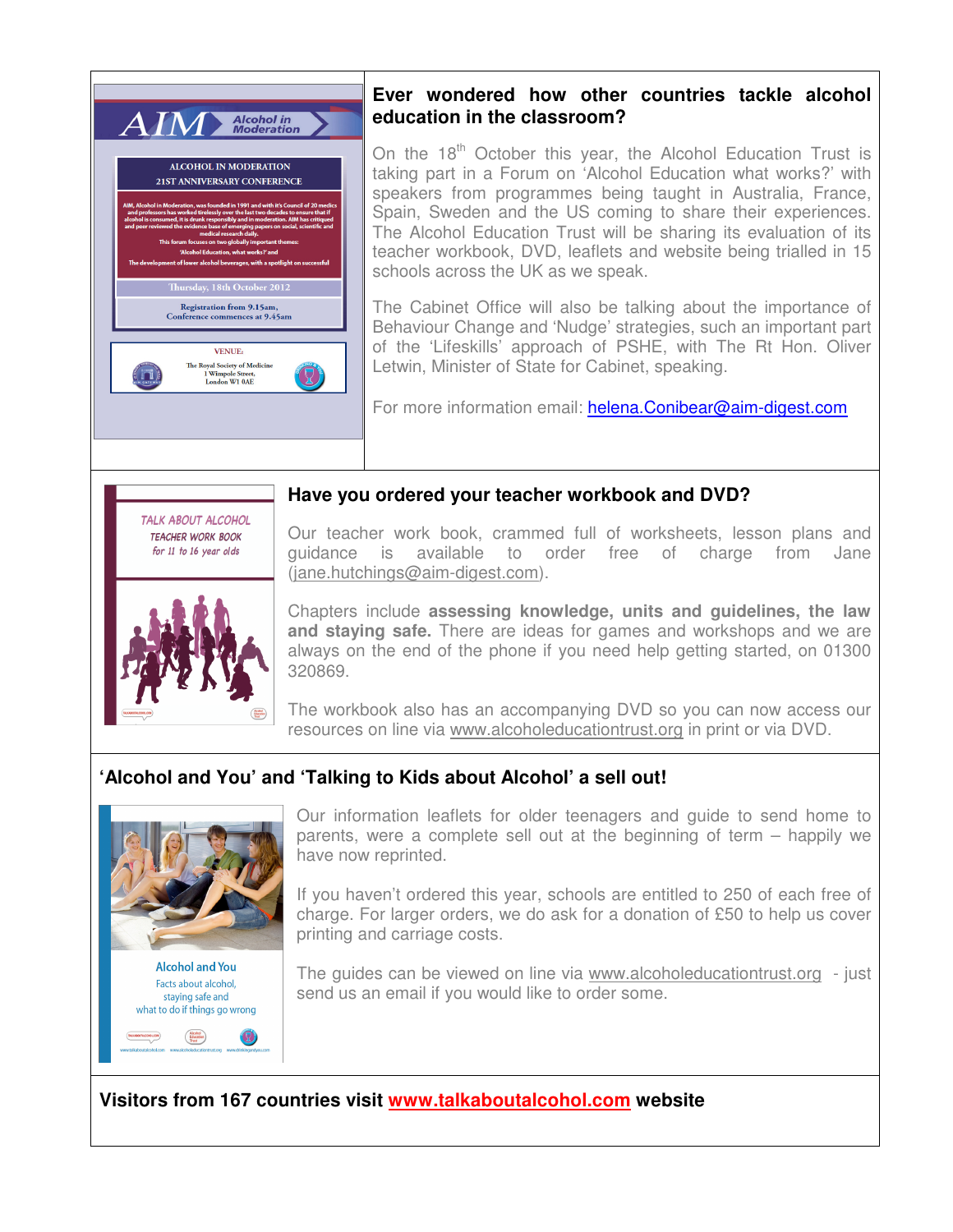## Ever wondered how other countries tackle alcohol education in the classroom?

On the 18th October this year, the Alcohol Education Trust is taking part in a Forum on 'Alcohol Education what works?' with speakers from programmes being taught in Australia, France, Spain, Sweden and the US coming to share their experiences. The Alcohol Education Trust will be sharing its evaluation of its teacher workbook, DVD, leaflets and website being trialled in 15 schools across the UK as we speak.

The Cabinet Office will also be talking about the importance of Behaviour Change and 'Nudge' strategies, such an important part of the 'Lifeskills' approach of PSHE, with The Rt Hon. Oliver Letwin, Minister of State for Cabinet, speaking.

For more information email: helena.Conibear@aim-digest.com

## Have you ordered your teacher workbook and DVD?

Our teacher work book, crammed full of worksheets, lesson plans and guidance is available to order free of charge from Jane (jane.hutchings@aim-digest.com).

Chapters include **assessing knowledge, units and guidelines, the law and staying safe.** There are ideas for games and workshops and we are always on the end of the phone if you need help getting started, on 01300 320869.

The workbook also has an accompanying DVD so you can now access our resources on line via www.alcoholeducationtrust.org in print or via DVD.

## 'Alcohol and You' and 'Talking to Kids about Alcohol' a sell out!

Our information leaflets for older teenagers and guide to send home to parents, were a complete sell out at the beginning of term – happily we have now reprinted.

If you haven't ordered this year, schools are entitled to 250 of each free of charge. For larger orders, we do ask for a donation of £50 to help us cover printing and carriage costs.

The guides can be viewed on line via www.alcoholeducationtrust.org - just send us an email if you would like to order some.

**Visitors from 167 countries visit www.talkaboutalcohol.com website**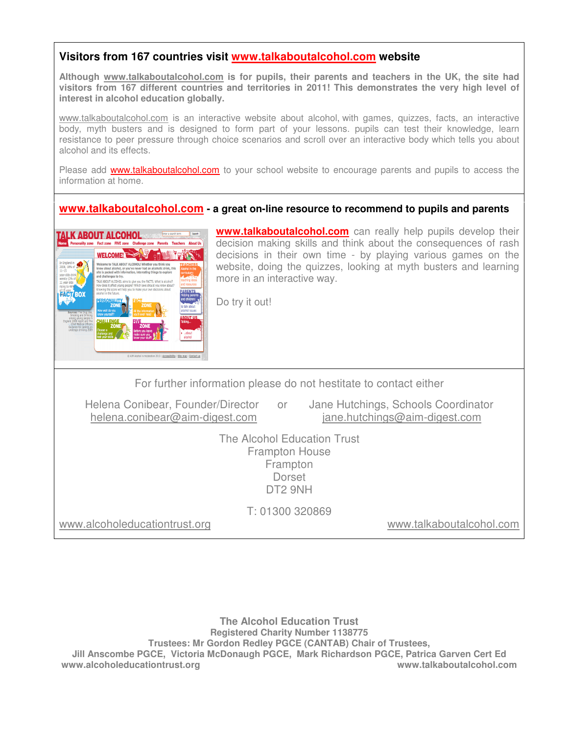## Visitors from 167 countries visit www.talkaboutalcohol.com website

**Although www.talkaboutalcohol.com is for pupils, their parents and teachers in the UK, the site had visitors from 167 different countries and territories in 2011! This demonstrates the very high level of interest in alcohol education globally.**

www.talkaboutalcohol.com is an interactive website about alcohol, with games, quizzes, facts, an interactive body, myth busters and is designed to form part of your lessons. pupils can test their knowledge, learn resistance to peer pressure through choice scenarios and scroll over an interactive body which tells you about alcohol and its effects.

Please add www.talkaboutalcohol.com to your school website to encourage parents and pupils to access the information at home.

## www.talkaboutalcohol.com - a great on-line resource to recommend to pupils and parents

**www.talkaboutalcohol.com** can really help pupils develop their decision making skills and think about the consequences of rash decisions in their own time - by playing various games on the website, doing the quizzes, looking at myth busters and learning more in an interactive way.

Do try it out!

For further information please do not hestitate to contact either

Helena Conibear, Founder/Director
helena.conibear@aim-digest.com

or

Jane Hutchings, Schools Coordinator
jane.hutchings@aim-digest.com

The Alcohol Education Trust
Frampton House
Frampton
Dorset
DT2 9NH

T: 01300 320869

www.alcoholeducationtrust.org

www.talkaboutalcohol.com

**The Alcohol Education Trust**
**Registered Charity Number 1138775**
**Trustees: Mr Gordon Redley PGCE (CANTAB) Chair of Trustees,**
**Jill Anscombe PGCE, Victoria McDonaugh PGCE, Mark Richardson PGCE, Patrica Garven Cert Ed**
**www.alcoholeducationtrust.org** **www.talkaboutalcohol.com**